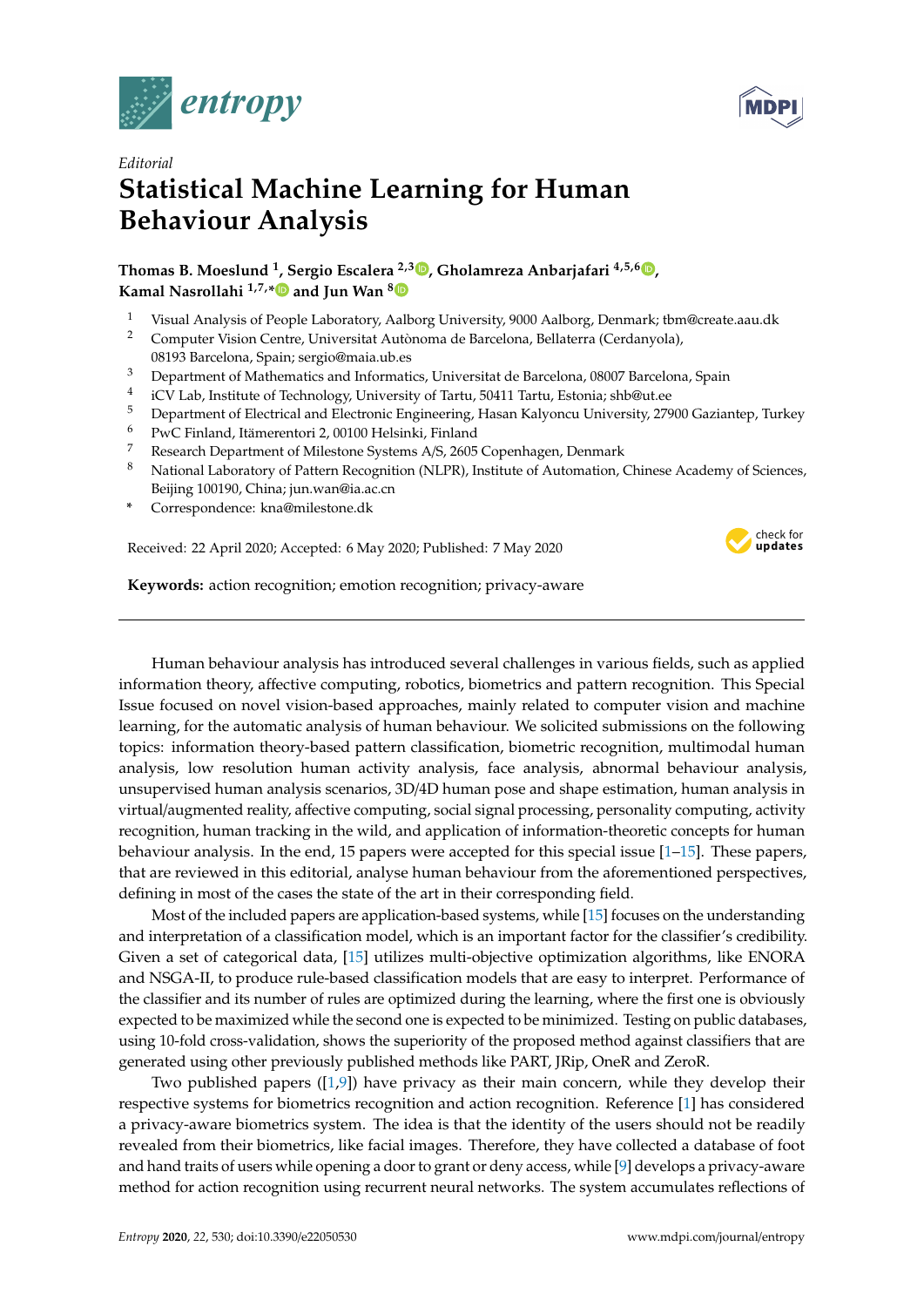*Editorial*

# Statistical Machine Learning for Human Behaviour Analysis

**Thomas B. Moeslund [1], Sergio Escalera [2,3], Gholamreza Anbarjafari [4,5,6], Kamal Nasrollahi [1,7,*] and Jun Wan [8]**

1. Visual Analysis of People Laboratory, Aalborg University, 9000 Aalborg, Denmark; tbm@create.aau.dk
2. Computer Vision Centre, Universitat Autònoma de Barcelona, Bellaterra (Cerdanyola), 08193 Barcelona, Spain; sergio@maia.ub.es
3. Department of Mathematics and Informatics, Universitat de Barcelona, 08007 Barcelona, Spain
4. iCV Lab, Institute of Technology, University of Tartu, 50411 Tartu, Estonia; shb@ut.ee
5. Department of Electrical and Electronic Engineering, Hasan Kalyoncu University, 27900 Gaziantep, Turkey
6. PwC Finland, Itämerentori 2, 00100 Helsinki, Finland
7. Research Department of Milestone Systems A/S, 2605 Copenhagen, Denmark
8. National Laboratory of Pattern Recognition (NLPR), Institute of Automation, Chinese Academy of Sciences, Beijing 100190, China; jun.wan@ia.ac.cn

\* Correspondence: kna@milestone.dk

Received: 22 April 2020; Accepted: 6 May 2020; Published: 7 May 2020

**Keywords:** action recognition; emotion recognition; privacy-aware

---

Human behaviour analysis has introduced several challenges in various fields, such as applied information theory, affective computing, robotics, biometrics and pattern recognition. This Special Issue focused on novel vision-based approaches, mainly related to computer vision and machine learning, for the automatic analysis of human behaviour. We solicited submissions on the following topics: information theory-based pattern classification, biometric recognition, multimodal human analysis, low resolution human activity analysis, face analysis, abnormal behaviour analysis, unsupervised human analysis scenarios, 3D/4D human pose and shape estimation, human analysis in virtual/augmented reality, affective computing, social signal processing, personality computing, activity recognition, human tracking in the wild, and application of information-theoretic concepts for human behaviour analysis. In the end, 15 papers were accepted for this special issue [1–15]. These papers, that are reviewed in this editorial, analyse human behaviour from the aforementioned perspectives, defining in most of the cases the state of the art in their corresponding field.

Most of the included papers are application-based systems, while [15] focuses on the understanding and interpretation of a classification model, which is an important factor for the classifier's credibility. Given a set of categorical data, [15] utilizes multi-objective optimization algorithms, like ENORA and NSGA-II, to produce rule-based classification models that are easy to interpret. Performance of the classifier and its number of rules are optimized during the learning, where the first one is obviously expected to be maximized while the second one is expected to be minimized. Testing on public databases, using 10-fold cross-validation, shows the superiority of the proposed method against classifiers that are generated using other previously published methods like PART, JRip, OneR and ZeroR.

Two published papers ([1,9]) have privacy as their main concern, while they develop their respective systems for biometrics recognition and action recognition. Reference [1] has considered a privacy-aware biometrics system. The idea is that the identity of the users should not be readily revealed from their biometrics, like facial images. Therefore, they have collected a database of foot and hand traits of users while opening a door to grant or deny access, while [9] develops a privacy-aware method for action recognition using recurrent neural networks. The system accumulates reflections of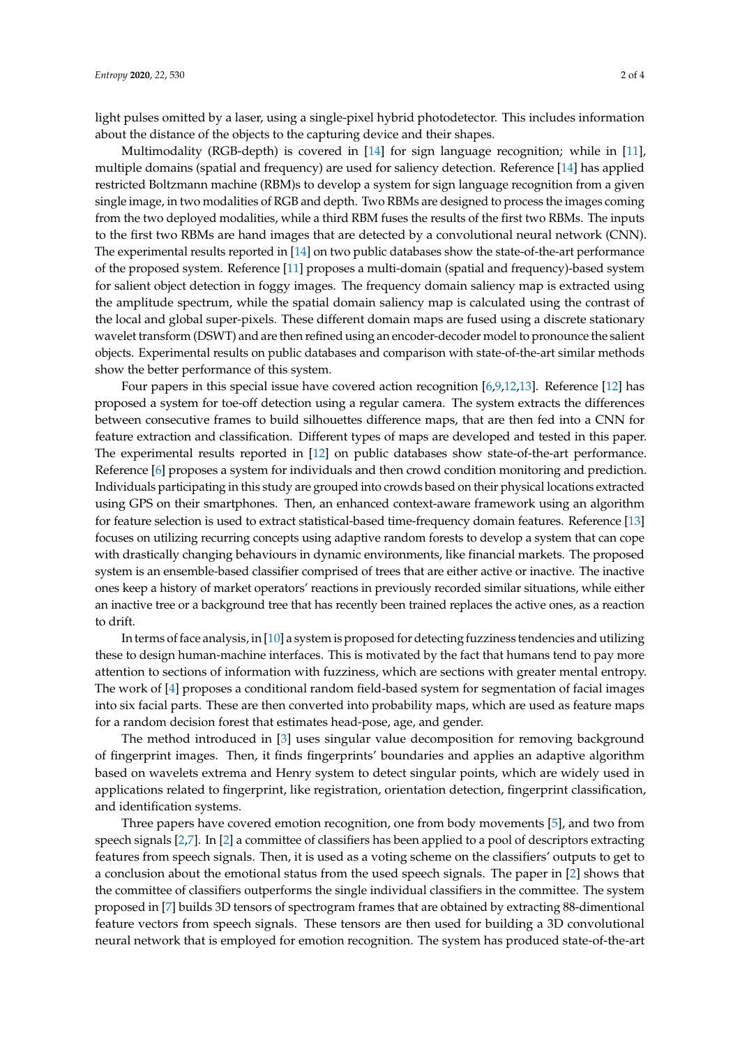light pulses omitted by a laser, using a single-pixel hybrid photodetector. This includes information about the distance of the objects to the capturing device and their shapes.

Multimodality (RGB-depth) is covered in [14] for sign language recognition; while in [11], multiple domains (spatial and frequency) are used for saliency detection. Reference [14] has applied restricted Boltzmann machine (RBM)s to develop a system for sign language recognition from a given single image, in two modalities of RGB and depth. Two RBMs are designed to process the images coming from the two deployed modalities, while a third RBM fuses the results of the first two RBMs. The inputs to the first two RBMs are hand images that are detected by a convolutional neural network (CNN). The experimental results reported in [14] on two public databases show the state-of-the-art performance of the proposed system. Reference [11] proposes a multi-domain (spatial and frequency)-based system for salient object detection in foggy images. The frequency domain saliency map is extracted using the amplitude spectrum, while the spatial domain saliency map is calculated using the contrast of the local and global super-pixels. These different domain maps are fused using a discrete stationary wavelet transform (DSWT) and are then refined using an encoder-decoder model to pronounce the salient objects. Experimental results on public databases and comparison with state-of-the-art similar methods show the better performance of this system.

Four papers in this special issue have covered action recognition [6,9,12,13]. Reference [12] has proposed a system for toe-off detection using a regular camera. The system extracts the differences between consecutive frames to build silhouettes difference maps, that are then fed into a CNN for feature extraction and classification. Different types of maps are developed and tested in this paper. The experimental results reported in [12] on public databases show state-of-the-art performance. Reference [6] proposes a system for individuals and then crowd condition monitoring and prediction. Individuals participating in this study are grouped into crowds based on their physical locations extracted using GPS on their smartphones. Then, an enhanced context-aware framework using an algorithm for feature selection is used to extract statistical-based time-frequency domain features. Reference [13] focuses on utilizing recurring concepts using adaptive random forests to develop a system that can cope with drastically changing behaviours in dynamic environments, like financial markets. The proposed system is an ensemble-based classifier comprised of trees that are either active or inactive. The inactive ones keep a history of market operators' reactions in previously recorded similar situations, while either an inactive tree or a background tree that has recently been trained replaces the active ones, as a reaction to drift.

In terms of face analysis, in [10] a system is proposed for detecting fuzziness tendencies and utilizing these to design human-machine interfaces. This is motivated by the fact that humans tend to pay more attention to sections of information with fuzziness, which are sections with greater mental entropy. The work of [4] proposes a conditional random field-based system for segmentation of facial images into six facial parts. These are then converted into probability maps, which are used as feature maps for a random decision forest that estimates head-pose, age, and gender.

The method introduced in [3] uses singular value decomposition for removing background of fingerprint images. Then, it finds fingerprints' boundaries and applies an adaptive algorithm based on wavelets extrema and Henry system to detect singular points, which are widely used in applications related to fingerprint, like registration, orientation detection, fingerprint classification, and identification systems.

Three papers have covered emotion recognition, one from body movements [5], and two from speech signals [2,7]. In [2] a committee of classifiers has been applied to a pool of descriptors extracting features from speech signals. Then, it is used as a voting scheme on the classifiers' outputs to get to a conclusion about the emotional status from the used speech signals. The paper in [2] shows that the committee of classifiers outperforms the single individual classifiers in the committee. The system proposed in [7] builds 3D tensors of spectrogram frames that are obtained by extracting 88-dimentional feature vectors from speech signals. These tensors are then used for building a 3D convolutional neural network that is employed for emotion recognition. The system has produced state-of-the-art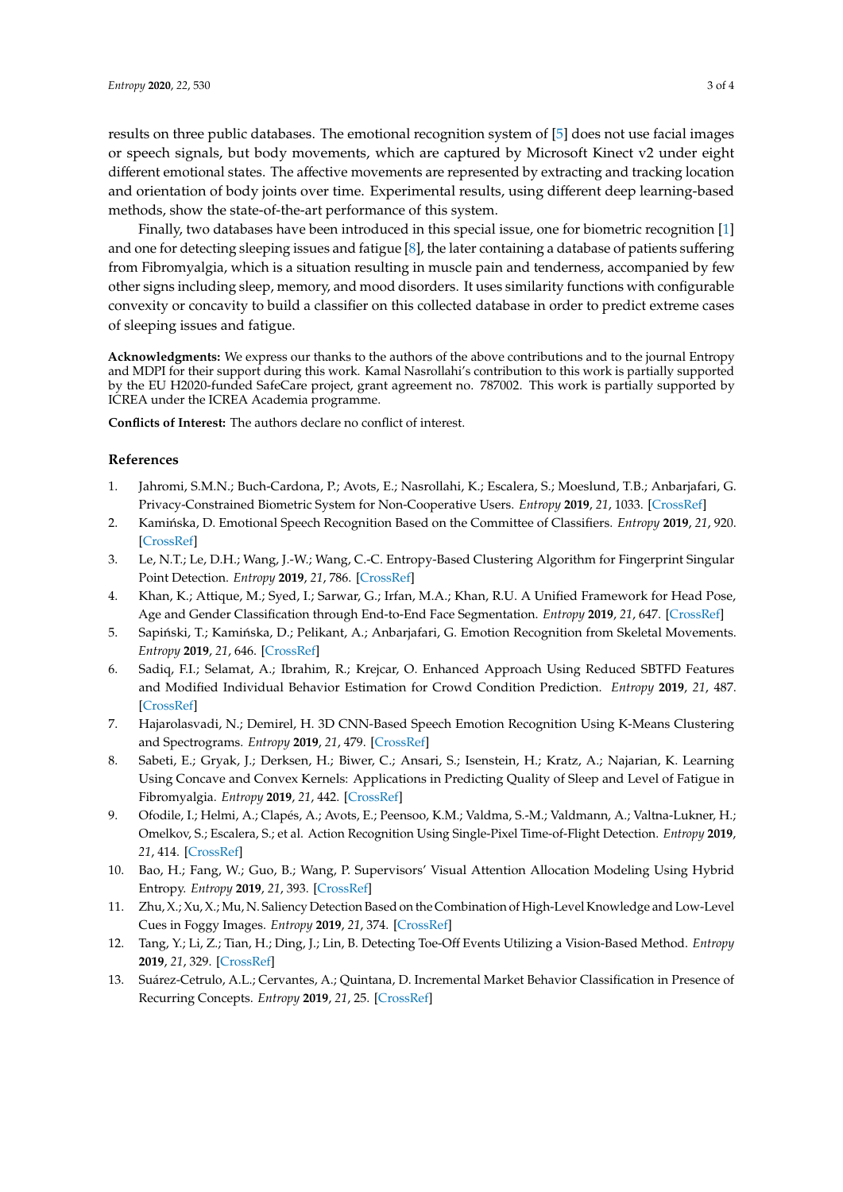results on three public databases. The emotional recognition system of [5] does not use facial images or speech signals, but body movements, which are captured by Microsoft Kinect v2 under eight different emotional states. The affective movements are represented by extracting and tracking location and orientation of body joints over time. Experimental results, using different deep learning-based methods, show the state-of-the-art performance of this system.

Finally, two databases have been introduced in this special issue, one for biometric recognition [1] and one for detecting sleeping issues and fatigue [8], the later containing a database of patients suffering from Fibromyalgia, which is a situation resulting in muscle pain and tenderness, accompanied by few other signs including sleep, memory, and mood disorders. It uses similarity functions with configurable convexity or concavity to build a classifier on this collected database in order to predict extreme cases of sleeping issues and fatigue.

**Acknowledgments:** We express our thanks to the authors of the above contributions and to the journal Entropy and MDPI for their support during this work. Kamal Nasrollahi's contribution to this work is partially supported by the EU H2020-funded SafeCare project, grant agreement no. 787002. This work is partially supported by ICREA under the ICREA Academia programme.

**Conflicts of Interest:** The authors declare no conflict of interest.

## References

1. Jahromi, S.M.N.; Buch-Cardona, P.; Avots, E.; Nasrollahi, K.; Escalera, S.; Moeslund, T.B.; Anbarjafari, G. Privacy-Constrained Biometric System for Non-Cooperative Users. *Entropy* **2019**, *21*, 1033. [CrossRef]
2. Kamińska, D. Emotional Speech Recognition Based on the Committee of Classifiers. *Entropy* **2019**, *21*, 920. [CrossRef]
3. Le, N.T.; Le, D.H.; Wang, J.-W.; Wang, C.-C. Entropy-Based Clustering Algorithm for Fingerprint Singular Point Detection. *Entropy* **2019**, *21*, 786. [CrossRef]
4. Khan, K.; Attique, M.; Syed, I.; Sarwar, G.; Irfan, M.A.; Khan, R.U. A Unified Framework for Head Pose, Age and Gender Classification through End-to-End Face Segmentation. *Entropy* **2019**, *21*, 647. [CrossRef]
5. Sapiński, T.; Kamińska, D.; Pelikant, A.; Anbarjafari, G. Emotion Recognition from Skeletal Movements. *Entropy* **2019**, *21*, 646. [CrossRef]
6. Sadiq, F.I.; Selamat, A.; Ibrahim, R.; Krejcar, O. Enhanced Approach Using Reduced SBTFD Features and Modified Individual Behavior Estimation for Crowd Condition Prediction. *Entropy* **2019**, *21*, 487. [CrossRef]
7. Hajarolasvadi, N.; Demirel, H. 3D CNN-Based Speech Emotion Recognition Using K-Means Clustering and Spectrograms. *Entropy* **2019**, *21*, 479. [CrossRef]
8. Sabeti, E.; Gryak, J.; Derksen, H.; Biwer, C.; Ansari, S.; Isenstein, H.; Kratz, A.; Najarian, K. Learning Using Concave and Convex Kernels: Applications in Predicting Quality of Sleep and Level of Fatigue in Fibromyalgia. *Entropy* **2019**, *21*, 442. [CrossRef]
9. Ofodile, I.; Helmi, A.; Clapés, A.; Avots, E.; Peensoo, K.M.; Valdma, S.-M.; Valdmann, A.; Valtna-Lukner, H.; Omelkov, S.; Escalera, S.; et al. Action Recognition Using Single-Pixel Time-of-Flight Detection. *Entropy* **2019**, *21*, 414. [CrossRef]
10. Bao, H.; Fang, W.; Guo, B.; Wang, P. Supervisors' Visual Attention Allocation Modeling Using Hybrid Entropy. *Entropy* **2019**, *21*, 393. [CrossRef]
11. Zhu, X.; Xu, X.; Mu, N. Saliency Detection Based on the Combination of High-Level Knowledge and Low-Level Cues in Foggy Images. *Entropy* **2019**, *21*, 374. [CrossRef]
12. Tang, Y.; Li, Z.; Tian, H.; Ding, J.; Lin, B. Detecting Toe-Off Events Utilizing a Vision-Based Method. *Entropy* **2019**, *21*, 329. [CrossRef]
13. Suárez-Cetrulo, A.L.; Cervantes, A.; Quintana, D. Incremental Market Behavior Classification in Presence of Recurring Concepts. *Entropy* **2019**, *21*, 25. [CrossRef]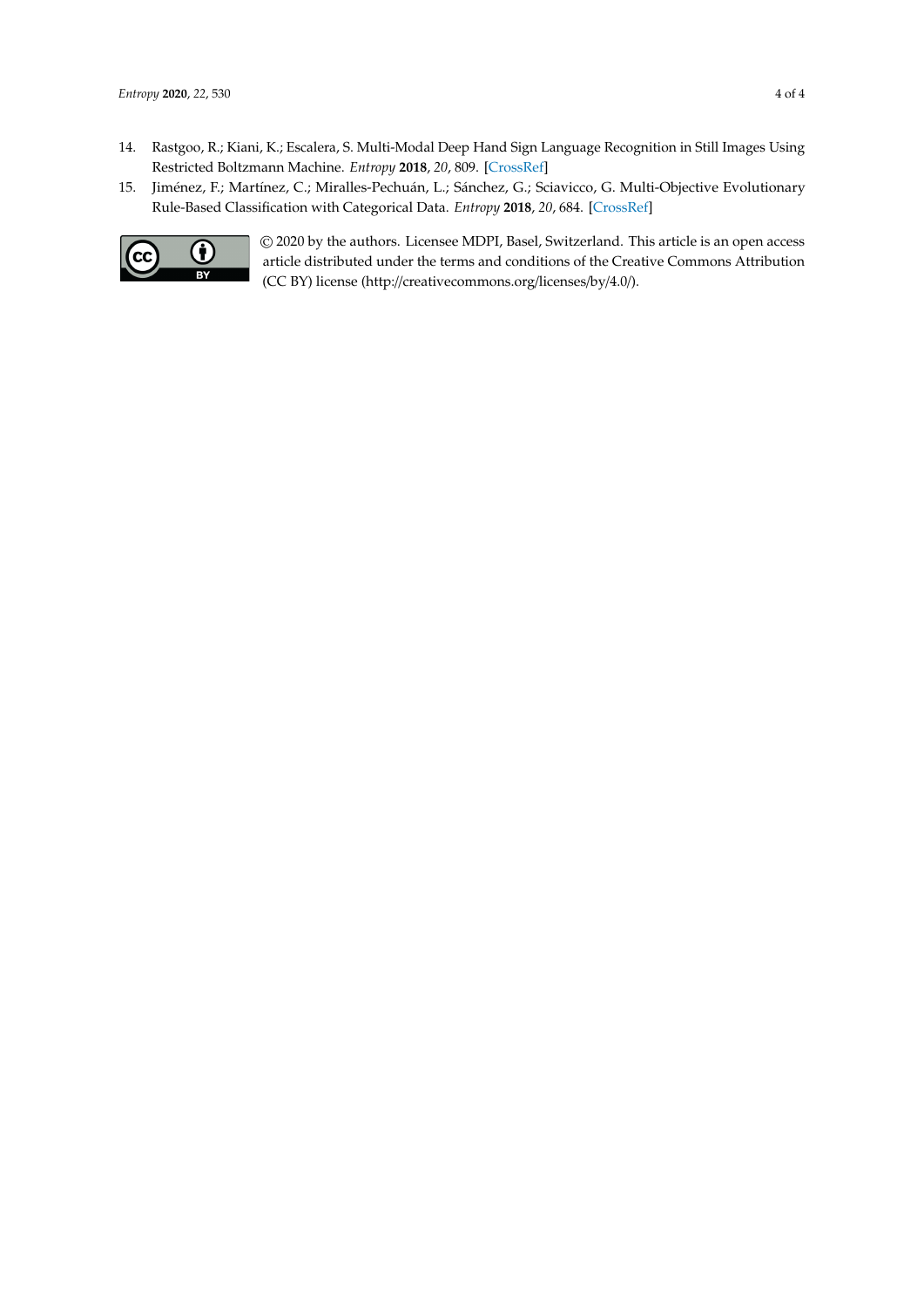14. Rastgoo, R.; Kiani, K.; Escalera, S. Multi-Modal Deep Hand Sign Language Recognition in Still Images Using Restricted Boltzmann Machine. *Entropy* **2018**, *20*, 809. [CrossRef]
15. Jiménez, F.; Martínez, C.; Miralles-Pechuán, L.; Sánchez, G.; Sciavicco, G. Multi-Objective Evolutionary Rule-Based Classification with Categorical Data. *Entropy* **2018**, *20*, 684. [CrossRef]

© 2020 by the authors. Licensee MDPI, Basel, Switzerland. This article is an open access article distributed under the terms and conditions of the Creative Commons Attribution (CC BY) license (http://creativecommons.org/licenses/by/4.0/).